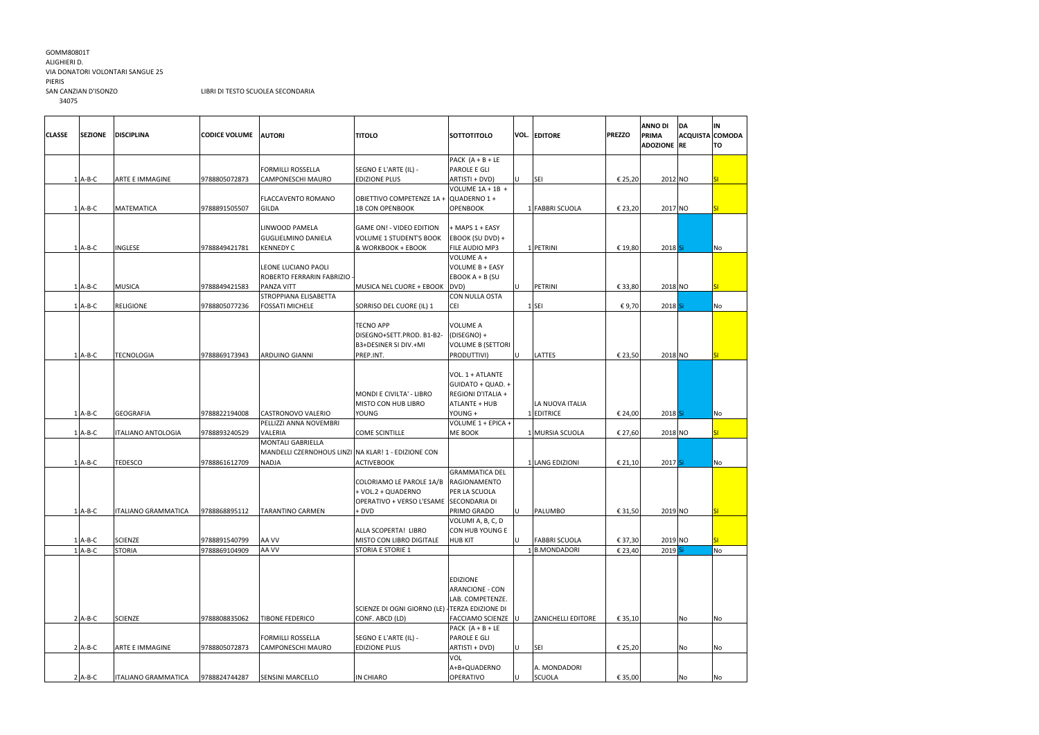GOMM80801T
ALIGHIERI D.
VIA DONATORI VOLONTARI SANGUE 25
PIERIS
SAN CANZIAN D'ISONZO
34075

LIBRI DI TESTO SCUOLEA SECONDARIA

| CLASSE | SEZIONE | DISCIPLINA | CODICE VOLUME | AUTORI | TITOLO | SOTTOTITOLO | VOL. | EDITORE | PREZZO | ANNO DI PRIMA ADOZIONE | DA ACQUISTARE | IN COMODATO |
|---|---|---|---|---|---|---|---|---|---|---|---|---|
| 1 | A-B-C | ARTE E IMMAGINE | 9788805072873 | FORMILLI ROSSELLA CAMPONESCHI MAURO | SEGNO E L'ARTE (IL) - EDIZIONE PLUS | PACK (A + B + LE PAROLE E GLI ARTISTI + DVD) | U | SEI | € 25,20 | 2012 | NO | SI |
| 1 | A-B-C | MATEMATICA | 9788891505507 | FLACCAVENTO ROMANO GILDA | OBIETTIVO COMPETENZE 1A + 1B CON OPENBOOK | VOLUME 1A + 1B + QUADERNO 1 + OPENBOOK | 1 | FABBRI SCUOLA | € 23,20 | 2017 | NO | SI |
| 1 | A-B-C | INGLESE | 9788849421781 | LINWOOD PAMELA GUGLIELMINO DANIELA KENNEDY C | GAME ON! - VIDEO EDITION VOLUME 1 STUDENT'S BOOK & WORKBOOK + EBOOK | + MAPS 1 + EASY EBOOK (SU DVD) + FILE AUDIO MP3 | 1 | PETRINI | € 19,80 | 2018 | Si | No |
| 1 | A-B-C | MUSICA | 9788849421583 | LEONE LUCIANO PAOLI ROBERTO FERRARIN FABRIZIO - PANZA VITT | MUSICA NEL CUORE + EBOOK | VOLUME A + VOLUME B + EASY EBOOK A + B (SU DVD) | U | PETRINI | € 33,80 | 2018 | NO | SI |
| 1 | A-B-C | RELIGIONE | 9788805077236 | STROPPIANA ELISABETTA FOSSATI MICHELE | SORRISO DEL CUORE (IL) 1 | CON NULLA OSTA CEI | 1 | SEI | € 9,70 | 2018 | Si | No |
| 1 | A-B-C | TECNOLOGIA | 9788869173943 | ARDUINO GIANNI | TECNO APP DISEGNO+SETT.PROD. B1-B2-B3+DESINER SI DIV.+MI PREP.INT. | VOLUME A (DISEGNO) + VOLUME B (SETTORI PRODUTTIVI) | U | LATTES | € 23,50 | 2018 | NO | SI |
| 1 | A-B-C | GEOGRAFIA | 9788822194008 | CASTRONOVO VALERIO | MONDI E CIVILTA' - LIBRO MISTO CON HUB LIBRO YOUNG | VOL. 1 + ATLANTE GUIDATO + QUAD. + REGIONI D'ITALIA + ATLANTE + HUB YOUNG + | 1 | LA NUOVA ITALIA EDITRICE | € 24,00 | 2018 | Si | No |
| 1 | A-B-C | ITALIANO ANTOLOGIA | 9788893240529 | PELLIZZI ANNA NOVEMBRI VALERIA | COME SCINTILLE | VOLUME 1 + EPICA + ME BOOK | 1 | MURSIA SCUOLA | € 27,60 | 2018 | NO | SI |
| 1 | A-B-C | TEDESCO | 9788861612709 | MONTALI GABRIELLA MANDELLI CZERNOHOUS LINZI NADJA | NA KLAR! 1 - EDIZIONE CON ACTIVEBOOK | | 1 | LANG EDIZIONI | € 21,10 | 2017 | Si | No |
| 1 | A-B-C | ITALIANO GRAMMATICA | 9788868895112 | TARANTINO CARMEN | COLORIAMO LE PAROLE 1A/B + VOL.2 + QUADERNO OPERATIVO + VERSO L'ESAME + DVD | GRAMMATICA DEL RAGIONAMENTO PER LA SCUOLA SECONDARIA DI PRIMO GRADO | U | PALUMBO | € 31,50 | 2019 | NO | SI |
| 1 | A-B-C | SCIENZE | 9788891540799 | AA VV | ALLA SCOPERTA! LIBRO MISTO CON LIBRO DIGITALE | VOLUMI A, B, C, D CON HUB YOUNG E HUB KIT | U | FABBRI SCUOLA | € 37,30 | 2019 | NO | SI |
| 1 | A-B-C | STORIA | 9788869104909 | AA VV | STORIA E STORIE 1 | | 1 | B.MONDADORI | € 23,40 | 2019 | Si | No |
| 2 | A-B-C | SCIENZE | 9788808835062 | TIBONE FEDERICO | SCIENZE DI OGNI GIORNO (LE) - CONF. ABCD (LD) | EDIZIONE ARANCIONE - CON LAB. COMPETENZE. TERZA EDIZIONE DI FACCIAMO SCIENZE | U | ZANICHELLI EDITORE | € 35,10 | | No | No |
| 2 | A-B-C | ARTE E IMMAGINE | 9788805072873 | FORMILLI ROSSELLA CAMPONESCHI MAURO | SEGNO E L'ARTE (IL) - EDIZIONE PLUS | PACK (A + B + LE PAROLE E GLI ARTISTI + DVD) | U | SEI | € 25,20 | | No | No |
| 2 | A-B-C | ITALIANO GRAMMATICA | 9788824744287 | SENSINI MARCELLO | IN CHIARO | VOL A+B+QUADERNO OPERATIVO | U | A. MONDADORI SCUOLA | € 35,00 | | No | No |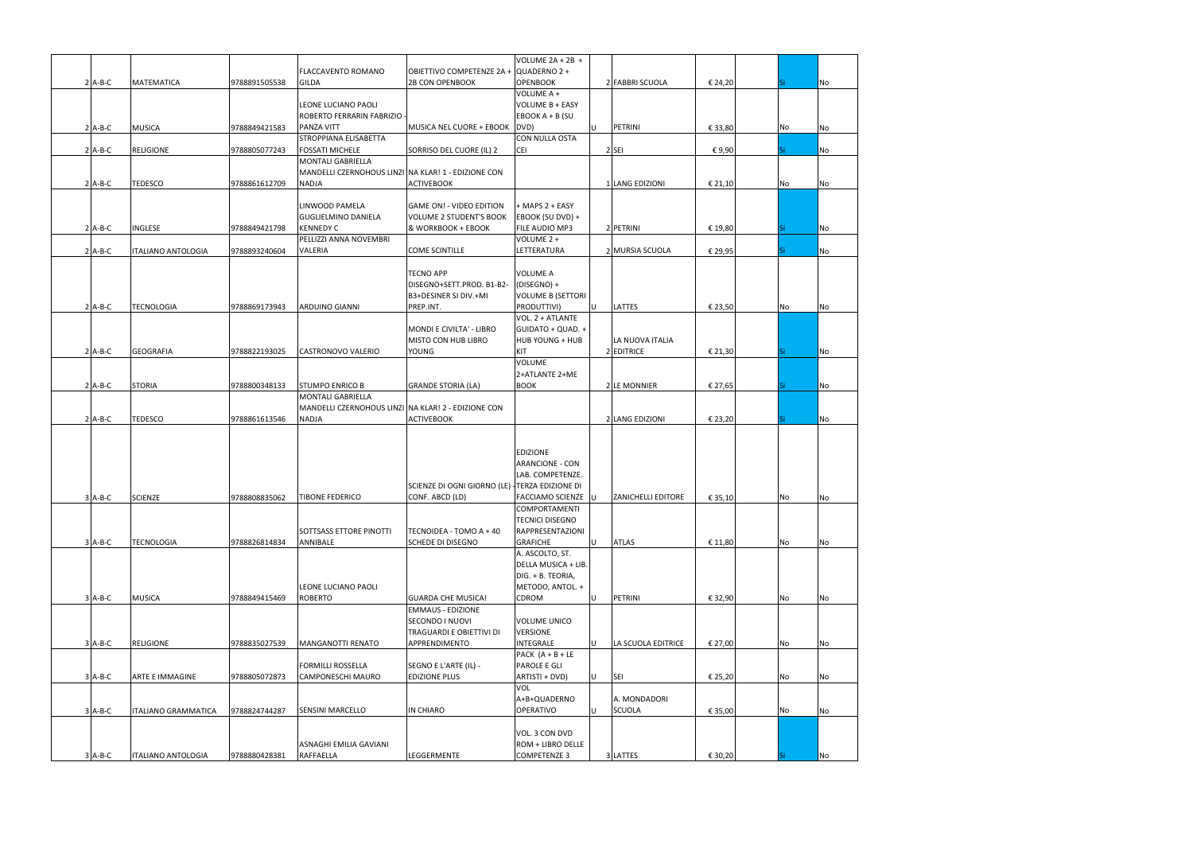| | | | | | | | | | | | | |
|---|---|---|---|---|---|---|---|---|---|---|---|---|
| 2 | A-B-C | MATEMATICA | 9788891505538 | FLACCAVENTO ROMANO GILDA | OBIETTIVO COMPETENZE 2A + 2B CON OPENBOOK | VOLUME 2A + 2B + QUADERNO 2 + OPENBOOK | | 2 | FABBRI SCUOLA | € 24,20 | Si | No |
| 2 | A-B-C | MUSICA | 9788849421583 | LEONE LUCIANO PAOLI ROBERTO FERRARIN FABRIZIO - PANZA VITT | MUSICA NEL CUORE + EBOOK | VOLUME A + VOLUME B + EASY EBOOK A + B (SU DVD) | U | | PETRINI | € 33,80 | No | No |
| 2 | A-B-C | RELIGIONE | 9788805077243 | STROPPIANA ELISABETTA FOSSATI MICHELE | SORRISO DEL CUORE (IL) 2 | CON NULLA OSTA CEI | | 2 | SEI | € 9,90 | Si | No |
| 2 | A-B-C | TEDESCO | 9788861612709 | MONTALI GABRIELLA MANDELLI CZERNOHOUS LINZI NADJA | NA KLAR! 1 - EDIZIONE CON ACTIVEBOOK | | | 1 | LANG EDIZIONI | € 21,10 | No | No |
| 2 | A-B-C | INGLESE | 9788849421798 | LINWOOD PAMELA GUGLIELMINO DANIELA KENNEDY C | GAME ON! - VIDEO EDITION VOLUME 2 STUDENT'S BOOK & WORKBOOK + EBOOK | + MAPS 2 + EASY EBOOK (SU DVD) + FILE AUDIO MP3 | | 2 | PETRINI | € 19,80 | Si | No |
| 2 | A-B-C | ITALIANO ANTOLOGIA | 9788893240604 | PELLIZZI ANNA NOVEMBRI VALERIA | COME SCINTILLE | VOLUME 2 + LETTERATURA | | 2 | MURSIA SCUOLA | € 29,95 | Si | No |
| 2 | A-B-C | TECNOLOGIA | 9788869173943 | ARDUINO GIANNI | TECNO APP DISEGNO+SETT.PROD. B1-B2-B3+DESINER SI DIV.+MI PREP.INT. | VOLUME A (DISEGNO) + VOLUME B (SETTORI PRODUTTIVI) | U | | LATTES | € 23,50 | No | No |
| 2 | A-B-C | GEOGRAFIA | 9788822193025 | CASTRONOVO VALERIO | MONDI E CIVILTA' - LIBRO MISTO CON HUB LIBRO YOUNG | VOL. 2 + ATLANTE GUIDATO + QUAD. + HUB YOUNG + HUB KIT | | 2 | LA NUOVA ITALIA EDITRICE | € 21,30 | Si | No |
| 2 | A-B-C | STORIA | 9788800348133 | STUMPO ENRICO B | GRANDE STORIA (LA) | VOLUME 2+ATLANTE 2+ME BOOK | | 2 | LE MONNIER | € 27,65 | Si | No |
| 2 | A-B-C | TEDESCO | 9788861613546 | MONTALI GABRIELLA MANDELLI CZERNOHOUS LINZI NADJA | NA KLAR! 2 - EDIZIONE CON ACTIVEBOOK | | | 2 | LANG EDIZIONI | € 23,20 | Si | No |
| 3 | A-B-C | SCIENZE | 9788808835062 | TIBONE FEDERICO | SCIENZE DI OGNI GIORNO (LE) - CONF. ABCD (LD) | EDIZIONE ARANCIONE - CON LAB. COMPETENZE. TERZA EDIZIONE DI FACCIAMO SCIENZE | U | | ZANICHELLI EDITORE | € 35,10 | No | No |
| 3 | A-B-C | TECNOLOGIA | 9788826814834 | SOTTSASS ETTORE PINOTTI ANNIBALE | TECNOIDEA - TOMO A + 40 SCHEDE DI DISEGNO | COMPORTAMENTI TECNICI DISEGNO RAPPRESENTAZIONI GRAFICHE | U | | ATLAS | € 11,80 | No | No |
| 3 | A-B-C | MUSICA | 9788849415469 | LEONE LUCIANO PAOLI ROBERTO | GUARDA CHE MUSICA! | A. ASCOLTO, ST. DELLA MUSICA + LIB. DIG. + B. TEORIA, METODO, ANTOL. + CDROM | U | | PETRINI | € 32,90 | No | No |
| 3 | A-B-C | RELIGIONE | 9788835027539 | MANGANOTTI RENATO | EMMAUS - EDIZIONE SECONDO I NUOVI TRAGUARDI E OBIETTIVI DI APPRENDIMENTO | VOLUME UNICO VERSIONE INTEGRALE | U | | LA SCUOLA EDITRICE | € 27,00 | No | No |
| 3 | A-B-C | ARTE E IMMAGINE | 9788805072873 | FORMILLI ROSSELLA CAMPONESCHI MAURO | SEGNO E L'ARTE (IL) - EDIZIONE PLUS | PACK (A + B + LE PAROLE E GLI ARTISTI + DVD) | U | | SEI | € 25,20 | No | No |
| 3 | A-B-C | ITALIANO GRAMMATICA | 9788824744287 | SENSINI MARCELLO | IN CHIARO | VOL A+B+QUADERNO OPERATIVO | U | | A. MONDADORI SCUOLA | € 35,00 | No | No |
| 3 | A-B-C | ITALIANO ANTOLOGIA | 9788880428381 | ASNAGHI EMILIA GAVIANI RAFFAELLA | LEGGERMENTE | VOL. 3 CON DVD ROM + LIBRO DELLE COMPETENZE 3 | | 3 | LATTES | € 30,20 | Si | No |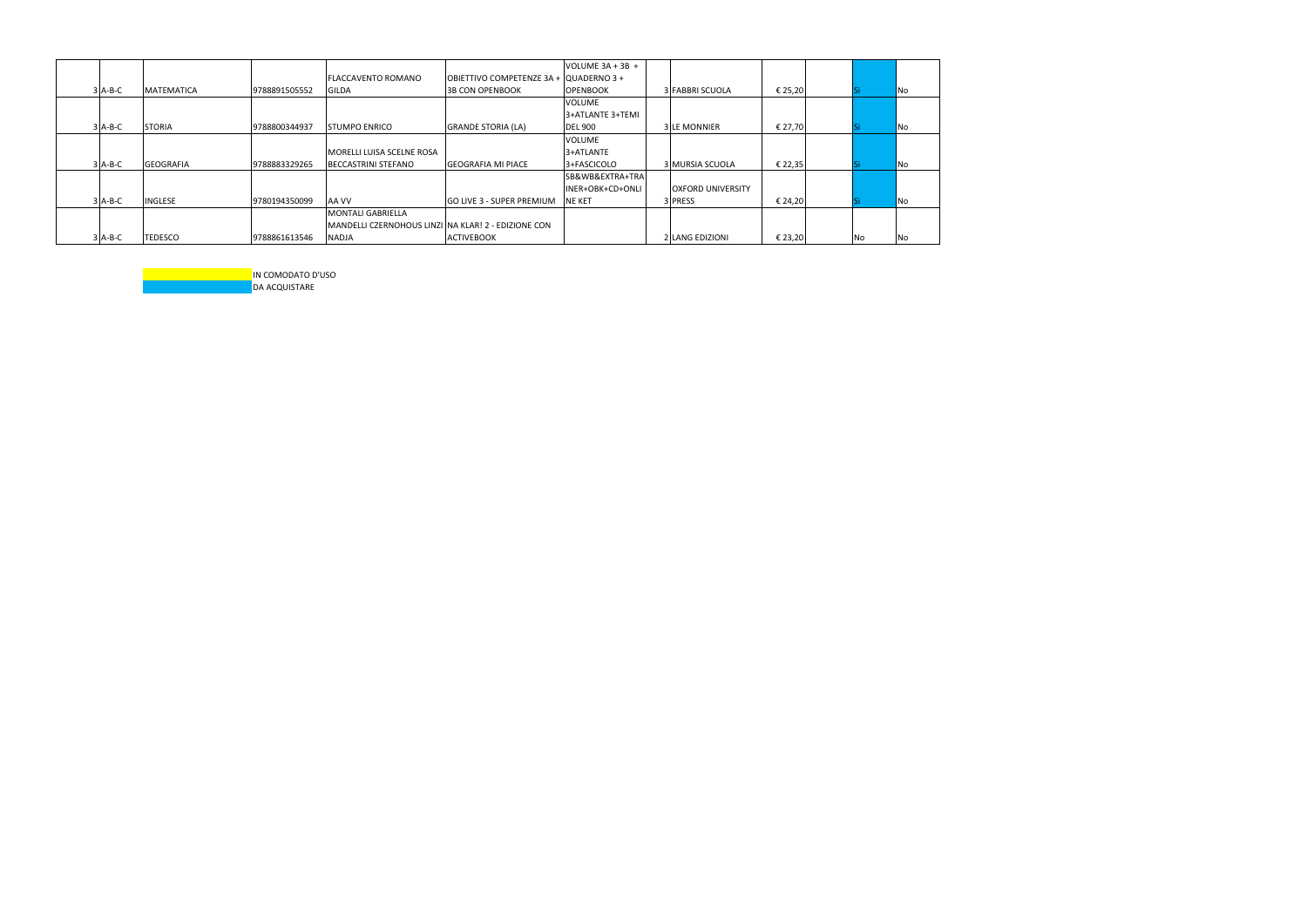| | | | | | | | | | | | | |
|---|---|---|---|---|---|---|---|---|---|---|---|---|
| | 3 A-B-C | MATEMATICA | 9788891505552 | FLACCAVENTO ROMANO GILDA | OBIETTIVO COMPETENZE 3A + 3B CON OPENBOOK | VOLUME 3A + 3B + QUADERNO 3 + OPENBOOK | 3 | FABBRI SCUOLA | € 25,20 | | Si | No |
| | 3 A-B-C | STORIA | 9788800344937 | STUMPO ENRICO | GRANDE STORIA (LA) | VOLUME 3+ATLANTE 3+TEMI DEL 900 | 3 | LE MONNIER | € 27,70 | | Si | No |
| | 3 A-B-C | GEOGRAFIA | 9788883329265 | MORELLI LUISA SCELNE ROSA BECCASTRINI STEFANO | GEOGRAFIA MI PIACE | VOLUME 3+ATLANTE 3+FASCICOLO | 3 | MURSIA SCUOLA | € 22,35 | | Si | No |
| | 3 A-B-C | INGLESE | 9780194350099 | AA VV | GO LIVE 3 - SUPER PREMIUM | SB&WB&EXTRA+TRAINER+OBK+CD+ONLINE KET | 3 | OXFORD UNIVERSITY PRESS | € 24,20 | | Si | No |
| | 3 A-B-C | TEDESCO | 9788861613546 | MONTALI GABRIELLA MANDELLI CZERNOHOUS LINZI NADJA | NA KLAR! 2 - EDIZIONE CON ACTIVEBOOK | | 2 | LANG EDIZIONI | € 23,20 | | No | No |

IN COMODATO D'USO

DA ACQUISTARE